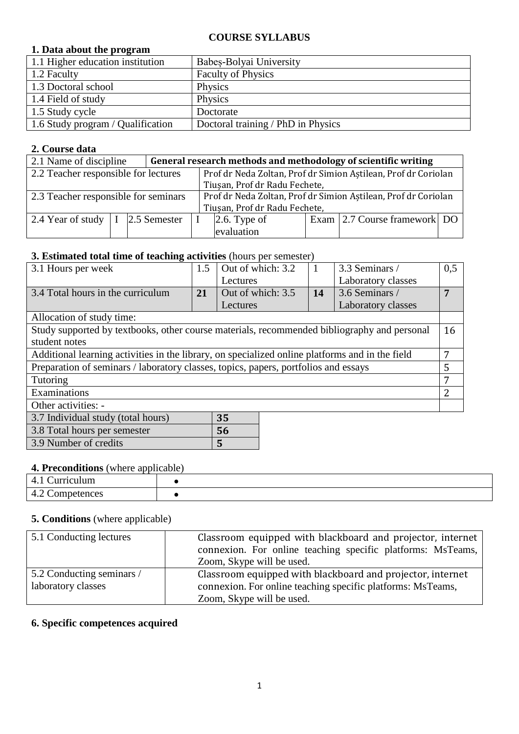**COURSE SYLLABUS**

**1. Data about the program**

| | |
|---|---|
| 1.1 Higher education institution | Babeș-Bolyai University |
| 1.2 Faculty | Faculty of Physics |
| 1.3 Doctoral school | Physics |
| 1.4 Field of study | Physics |
| 1.5 Study cycle | Doctorate |
| 1.6 Study program / Qualification | Doctoral training / PhD in Physics |

**2. Course data**

| | | | | | | | |
|---|---|---|---|---|---|---|---|
| 2.1 Name of discipline | **General research methods and methodology of scientific writing** | | | | | | |
| 2.2 Teacher responsible for lectures | Prof dr Neda Zoltan, Prof dr Simion Aștilean, Prof dr Coriolan Tiușan, Prof dr Radu Fechete, | | | | | | |
| 2.3 Teacher responsible for seminars | Prof dr Neda Zoltan, Prof dr Simion Aștilean, Prof dr Coriolan Tiușan, Prof dr Radu Fechete, | | | | | | |
| 2.4 Year of study | I | 2.5 Semester | I | 2.6. Type of evaluation | Exam | 2.7 Course framework | DO |

**3. Estimated total time of teaching activities** (hours per semester)

| | | | | | |
|---|---|---|---|---|---|
| 3.1 Hours per week | 1.5 | Out of which: 3.2 Lectures | 1 | 3.3 Seminars / Laboratory classes | 0,5 |
| 3.4 Total hours in the curriculum | **21** | Out of which: 3.5 Lectures | **14** | 3.6 Seminars / Laboratory classes | **7** |
| Allocation of study time: | | | | | |
| Study supported by textbooks, other course materials, recommended bibliography and personal student notes | | | | | 16 |
| Additional learning activities in the library, on specialized online platforms and in the field | | | | | 7 |
| Preparation of seminars / laboratory classes, topics, papers, portfolios and essays | | | | | 5 |
| Tutoring | | | | | 7 |
| Examinations | | | | | 2 |
| Other activities: - | | | | | |

| | |
|---|---|
| 3.7 Individual study (total hours) | **35** |
| 3.8 Total hours per semester | **56** |
| 3.9 Number of credits | **5** |

**4. Preconditions** (where applicable)

| | |
|---|---|
| 4.1 Curriculum | • |
| 4.2 Competences | • |

**5. Conditions** (where applicable)

| | |
|---|---|
| 5.1 Conducting lectures | Classroom equipped with blackboard and projector, internet connexion. For online teaching specific platforms: MsTeams, Zoom, Skype will be used. |
| 5.2 Conducting seminars / laboratory classes | Classroom equipped with blackboard and projector, internet connexion. For online teaching specific platforms: MsTeams, Zoom, Skype will be used. |

**6. Specific competences acquired**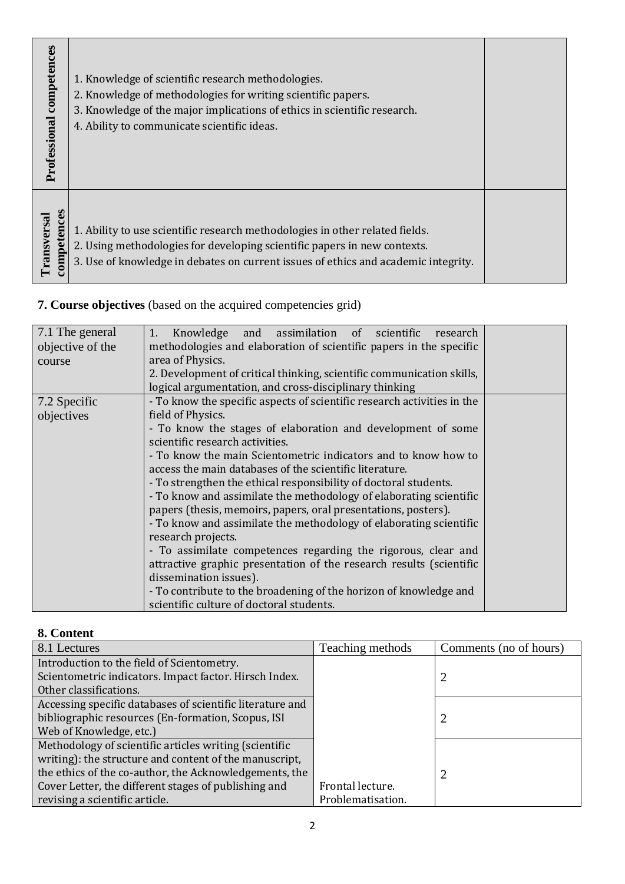| | | |
|---|---|---|
| **Professional competences** | 1. Knowledge of scientific research methodologies.<br>2. Knowledge of methodologies for writing scientific papers.<br>3. Knowledge of the major implications of ethics in scientific research.<br>4. Ability to communicate scientific ideas. | |
| **Transversal competences** | 1. Ability to use scientific research methodologies in other related fields.<br>2. Using methodologies for developing scientific papers in new contexts.<br>3. Use of knowledge in debates on current issues of ethics and academic integrity. | |

**7. Course objectives** (based on the acquired competencies grid)

| | | |
|---|---|---|
| 7.1 The general objective of the course | 1. Knowledge and assimilation of scientific research methodologies and elaboration of scientific papers in the specific area of Physics.<br>2. Development of critical thinking, scientific communication skills, logical argumentation, and cross-disciplinary thinking | |
| 7.2 Specific objectives | - To know the specific aspects of scientific research activities in the field of Physics.<br>- To know the stages of elaboration and development of some scientific research activities.<br>- To know the main Scientometric indicators and to know how to access the main databases of the scientific literature.<br>- To strengthen the ethical responsibility of doctoral students.<br>- To know and assimilate the methodology of elaborating scientific papers (thesis, memoirs, papers, oral presentations, posters).<br>- To know and assimilate the methodology of elaborating scientific research projects.<br>- To assimilate competences regarding the rigorous, clear and attractive graphic presentation of the research results (scientific dissemination issues).<br>- To contribute to the broadening of the horizon of knowledge and scientific culture of doctoral students. | |

**8. Content**

| 8.1 Lectures | Teaching methods | Comments (no of hours) |
|---|---|---|
| Introduction to the field of Scientometry. Scientometric indicators. Impact factor. Hirsch Index. Other classifications. | | 2 |
| Accessing specific databases of scientific literature and bibliographic resources (En-formation, Scopus, ISI Web of Knowledge, etc.) | | 2 |
| Methodology of scientific articles writing (scientific writing): the structure and content of the manuscript, the ethics of the co-author, the Acknowledgements, the Cover Letter, the different stages of publishing and revising a scientific article. | Frontal lecture. Problematisation. | 2 |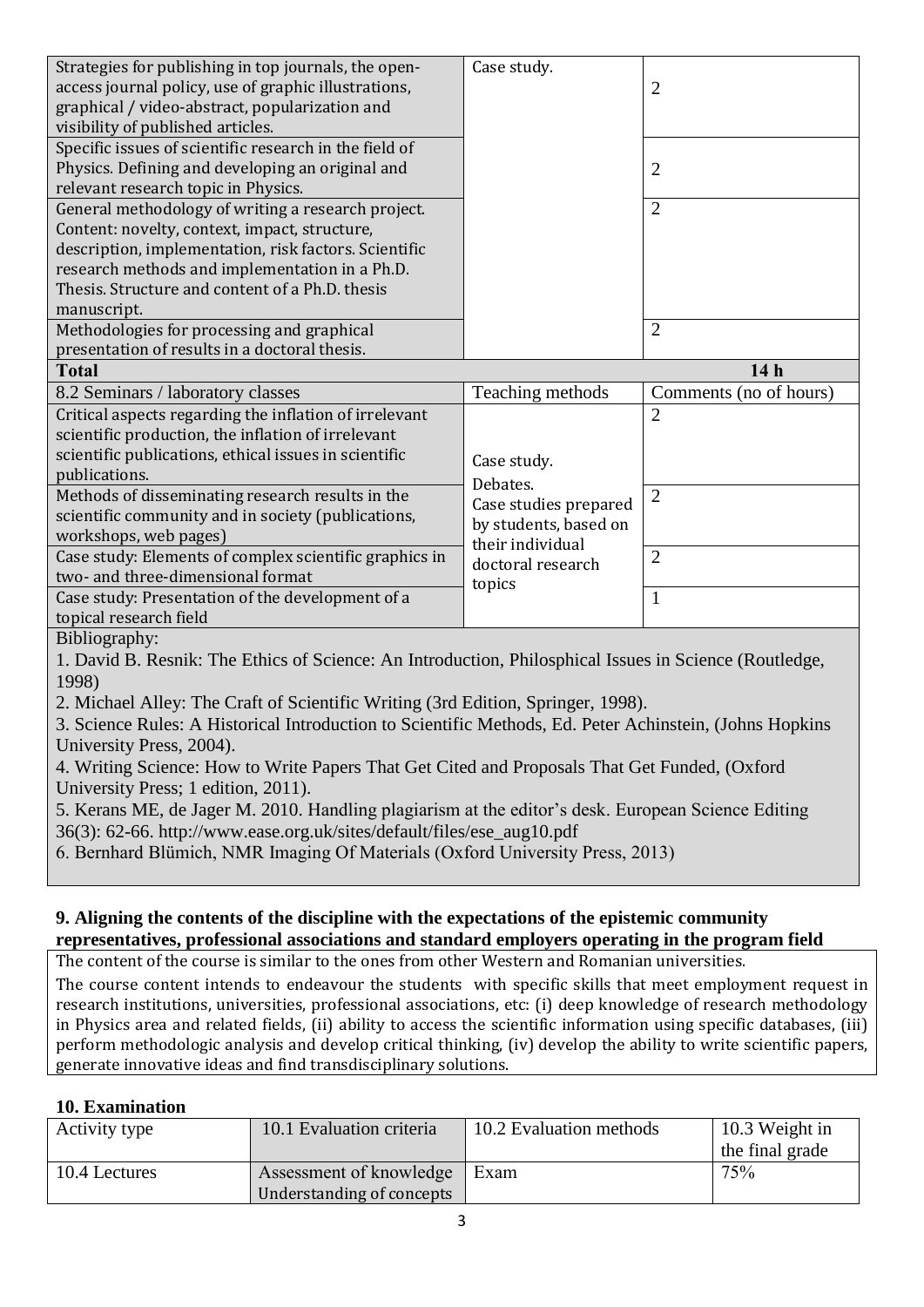| | | |
|---|---|---|
| Strategies for publishing in top journals, the open-access journal policy, use of graphic illustrations, graphical / video-abstract, popularization and visibility of published articles. | Case study. | 2 |
| Specific issues of scientific research in the field of Physics. Defining and developing an original and relevant research topic in Physics. | | 2 |
| General methodology of writing a research project. Content: novelty, context, impact, structure, description, implementation, risk factors. Scientific research methods and implementation in a Ph.D. Thesis. Structure and content of a Ph.D. thesis manuscript. | | 2 |
| Methodologies for processing and graphical presentation of results in a doctoral thesis. | | 2 |
| **Total** | | **14 h** |

| 8.2 Seminars / laboratory classes | Teaching methods | Comments (no of hours) |
|---|---|---|
| Critical aspects regarding the inflation of irrelevant scientific production, the inflation of irrelevant scientific publications, ethical issues in scientific publications. | Case study. Debates. Case studies prepared by students, based on their individual doctoral research topics | 2 |
| Methods of disseminating research results in the scientific community and in society (publications, workshops, web pages) | | 2 |
| Case study: Elements of complex scientific graphics in two- and three-dimensional format | | 2 |
| Case study: Presentation of the development of a topical research field | | 1 |

Bibliography:

1. David B. Resnik: The Ethics of Science: An Introduction, Philosphical Issues in Science (Routledge, 1998)
2. Michael Alley: The Craft of Scientific Writing (3rd Edition, Springer, 1998).
3. Science Rules: A Historical Introduction to Scientific Methods, Ed. Peter Achinstein, (Johns Hopkins University Press, 2004).
4. Writing Science: How to Write Papers That Get Cited and Proposals That Get Funded, (Oxford University Press; 1 edition, 2011).
5. Kerans ME, de Jager M. 2010. Handling plagiarism at the editor's desk. European Science Editing 36(3): 62-66. http://www.ease.org.uk/sites/default/files/ese_aug10.pdf
6. Bernhard Blümich, NMR Imaging Of Materials (Oxford University Press, 2013)

**9. Aligning the contents of the discipline with the expectations of the epistemic community representatives, professional associations and standard employers operating in the program field**

The content of the course is similar to the ones from other Western and Romanian universities.

The course content intends to endeavour the students with specific skills that meet employment request in research institutions, universities, professional associations, etc: (i) deep knowledge of research methodology in Physics area and related fields, (ii) ability to access the scientific information using specific databases, (iii) perform methodologic analysis and develop critical thinking, (iv) develop the ability to write scientific papers, generate innovative ideas and find transdisciplinary solutions.

**10. Examination**

| Activity type | 10.1 Evaluation criteria | 10.2 Evaluation methods | 10.3 Weight in the final grade |
|---|---|---|---|
| 10.4 Lectures | Assessment of knowledge Understanding of concepts | Exam | 75% |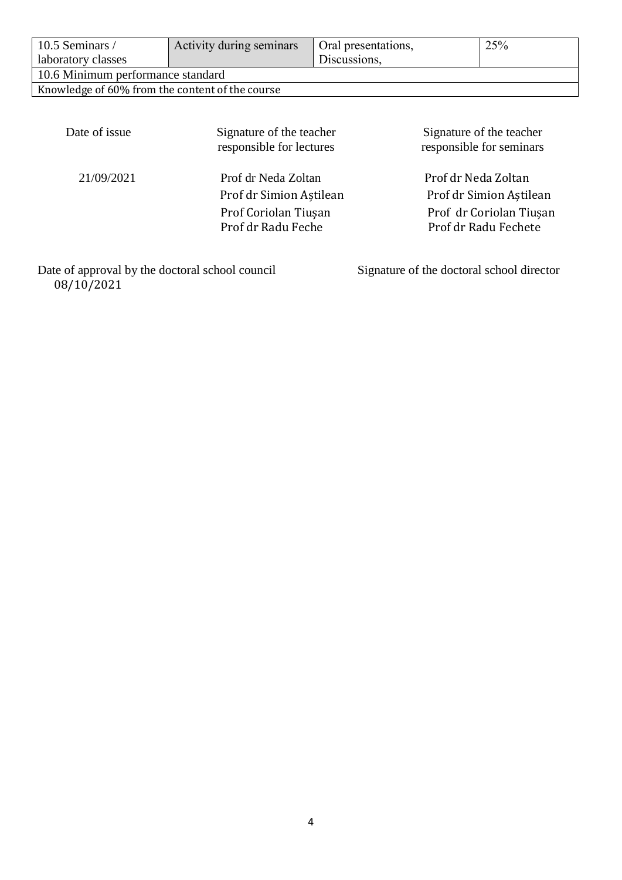| | | | |
|---|---|---|---|
| 10.5 Seminars / laboratory classes | Activity during seminars | Oral presentations, Discussions, | 25% |
| 10.6 Minimum performance standard | | | |
| Knowledge of 60% from the content of the course | | | |

| Date of issue | Signature of the teacher responsible for lectures | Signature of the teacher responsible for seminars |
|---|---|---|
| 21/09/2021 | Prof dr Neda Zoltan<br>Prof dr Simion Aștilean<br>Prof Coriolan Tiușan<br>Prof dr Radu Feche | Prof dr Neda Zoltan<br>Prof dr Simion Aștilean<br>Prof dr Coriolan Tiușan<br>Prof dr Radu Fechete |

Date of approval by the doctoral school council
08/10/2021

Signature of the doctoral school director